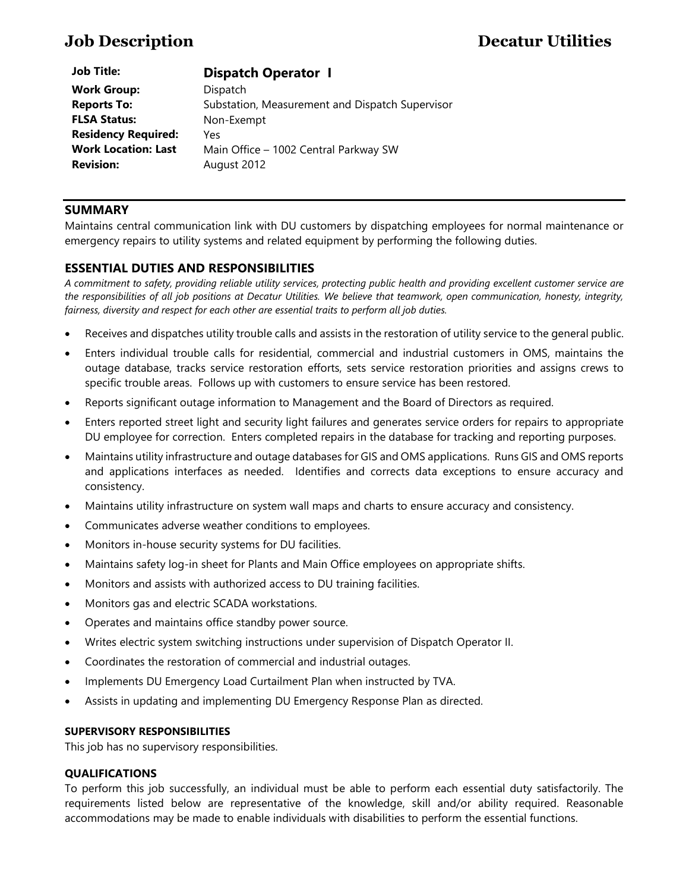# Job Description — Decatur Utilities

| | |
|---|---|
| **Job Title:** | **Dispatch Operator I** |
| **Work Group:** | Dispatch |
| **Reports To:** | Substation, Measurement and Dispatch Supervisor |
| **FLSA Status:** | Non-Exempt |
| **Residency Required:** | Yes |
| **Work Location:** | Main Office – 1002 Central Parkway SW |
| **Last Revision:** | August 2012 |

## SUMMARY

Maintains central communication link with DU customers by dispatching employees for normal maintenance or emergency repairs to utility systems and related equipment by performing the following duties.

## ESSENTIAL DUTIES AND RESPONSIBILITIES

*A commitment to safety, providing reliable utility services, protecting public health and providing excellent customer service are the responsibilities of all job positions at Decatur Utilities. We believe that teamwork, open communication, honesty, integrity, fairness, diversity and respect for each other are essential traits to perform all job duties.*

- Receives and dispatches utility trouble calls and assists in the restoration of utility service to the general public.
- Enters individual trouble calls for residential, commercial and industrial customers in OMS, maintains the outage database, tracks service restoration efforts, sets service restoration priorities and assigns crews to specific trouble areas. Follows up with customers to ensure service has been restored.
- Reports significant outage information to Management and the Board of Directors as required.
- Enters reported street light and security light failures and generates service orders for repairs to appropriate DU employee for correction. Enters completed repairs in the database for tracking and reporting purposes.
- Maintains utility infrastructure and outage databases for GIS and OMS applications. Runs GIS and OMS reports and applications interfaces as needed. Identifies and corrects data exceptions to ensure accuracy and consistency.
- Maintains utility infrastructure on system wall maps and charts to ensure accuracy and consistency.
- Communicates adverse weather conditions to employees.
- Monitors in-house security systems for DU facilities.
- Maintains safety log-in sheet for Plants and Main Office employees on appropriate shifts.
- Monitors and assists with authorized access to DU training facilities.
- Monitors gas and electric SCADA workstations.
- Operates and maintains office standby power source.
- Writes electric system switching instructions under supervision of Dispatch Operator II.
- Coordinates the restoration of commercial and industrial outages.
- Implements DU Emergency Load Curtailment Plan when instructed by TVA.
- Assists in updating and implementing DU Emergency Response Plan as directed.

### SUPERVISORY RESPONSIBILITIES

This job has no supervisory responsibilities.

### QUALIFICATIONS

To perform this job successfully, an individual must be able to perform each essential duty satisfactorily. The requirements listed below are representative of the knowledge, skill and/or ability required. Reasonable accommodations may be made to enable individuals with disabilities to perform the essential functions.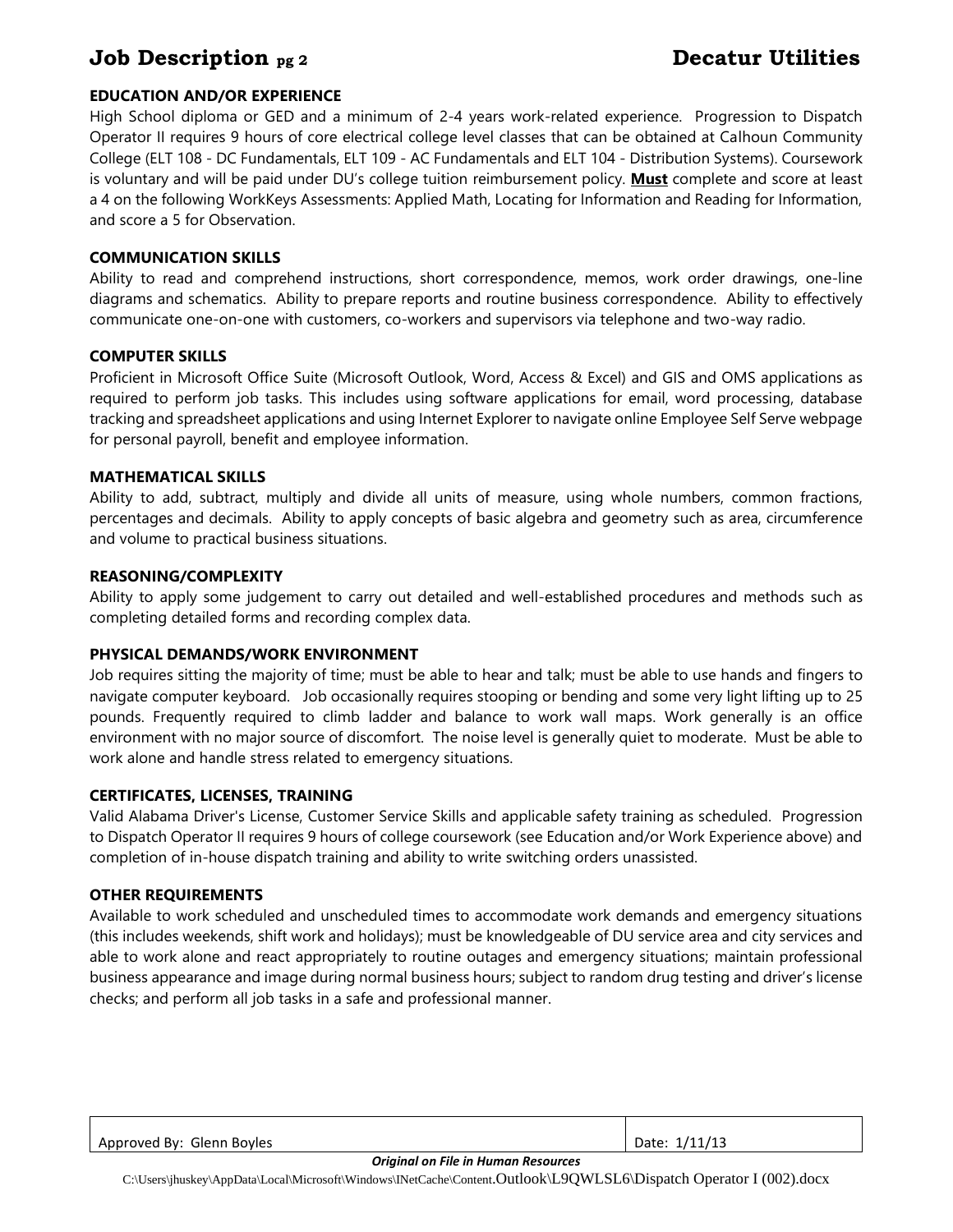## EDUCATION AND/OR EXPERIENCE

High School diploma or GED and a minimum of 2-4 years work-related experience. Progression to Dispatch Operator II requires 9 hours of core electrical college level classes that can be obtained at Calhoun Community College (ELT 108 - DC Fundamentals, ELT 109 - AC Fundamentals and ELT 104 - Distribution Systems). Coursework is voluntary and will be paid under DU's college tuition reimbursement policy. **Must** complete and score at least a 4 on the following WorkKeys Assessments: Applied Math, Locating for Information and Reading for Information, and score a 5 for Observation.

## COMMUNICATION SKILLS

Ability to read and comprehend instructions, short correspondence, memos, work order drawings, one-line diagrams and schematics. Ability to prepare reports and routine business correspondence. Ability to effectively communicate one-on-one with customers, co-workers and supervisors via telephone and two-way radio.

## COMPUTER SKILLS

Proficient in Microsoft Office Suite (Microsoft Outlook, Word, Access & Excel) and GIS and OMS applications as required to perform job tasks. This includes using software applications for email, word processing, database tracking and spreadsheet applications and using Internet Explorer to navigate online Employee Self Serve webpage for personal payroll, benefit and employee information.

## MATHEMATICAL SKILLS

Ability to add, subtract, multiply and divide all units of measure, using whole numbers, common fractions, percentages and decimals. Ability to apply concepts of basic algebra and geometry such as area, circumference and volume to practical business situations.

## REASONING/COMPLEXITY

Ability to apply some judgement to carry out detailed and well-established procedures and methods such as completing detailed forms and recording complex data.

## PHYSICAL DEMANDS/WORK ENVIRONMENT

Job requires sitting the majority of time; must be able to hear and talk; must be able to use hands and fingers to navigate computer keyboard. Job occasionally requires stooping or bending and some very light lifting up to 25 pounds. Frequently required to climb ladder and balance to work wall maps. Work generally is an office environment with no major source of discomfort. The noise level is generally quiet to moderate. Must be able to work alone and handle stress related to emergency situations.

## CERTIFICATES, LICENSES, TRAINING

Valid Alabama Driver's License, Customer Service Skills and applicable safety training as scheduled. Progression to Dispatch Operator II requires 9 hours of college coursework (see Education and/or Work Experience above) and completion of in-house dispatch training and ability to write switching orders unassisted.

## OTHER REQUIREMENTS

Available to work scheduled and unscheduled times to accommodate work demands and emergency situations (this includes weekends, shift work and holidays); must be knowledgeable of DU service area and city services and able to work alone and react appropriately to routine outages and emergency situations; maintain professional business appearance and image during normal business hours; subject to random drug testing and driver's license checks; and perform all job tasks in a safe and professional manner.

| | |
|---|---|
| Approved By: Glenn Boyles | Date: 1/11/13 |

***Original on File in Human Resources***

C:\Users\jhuskey\AppData\Local\Microsoft\Windows\INetCache\Content.Outlook\L9QWLSL6\Dispatch Operator I (002).docx